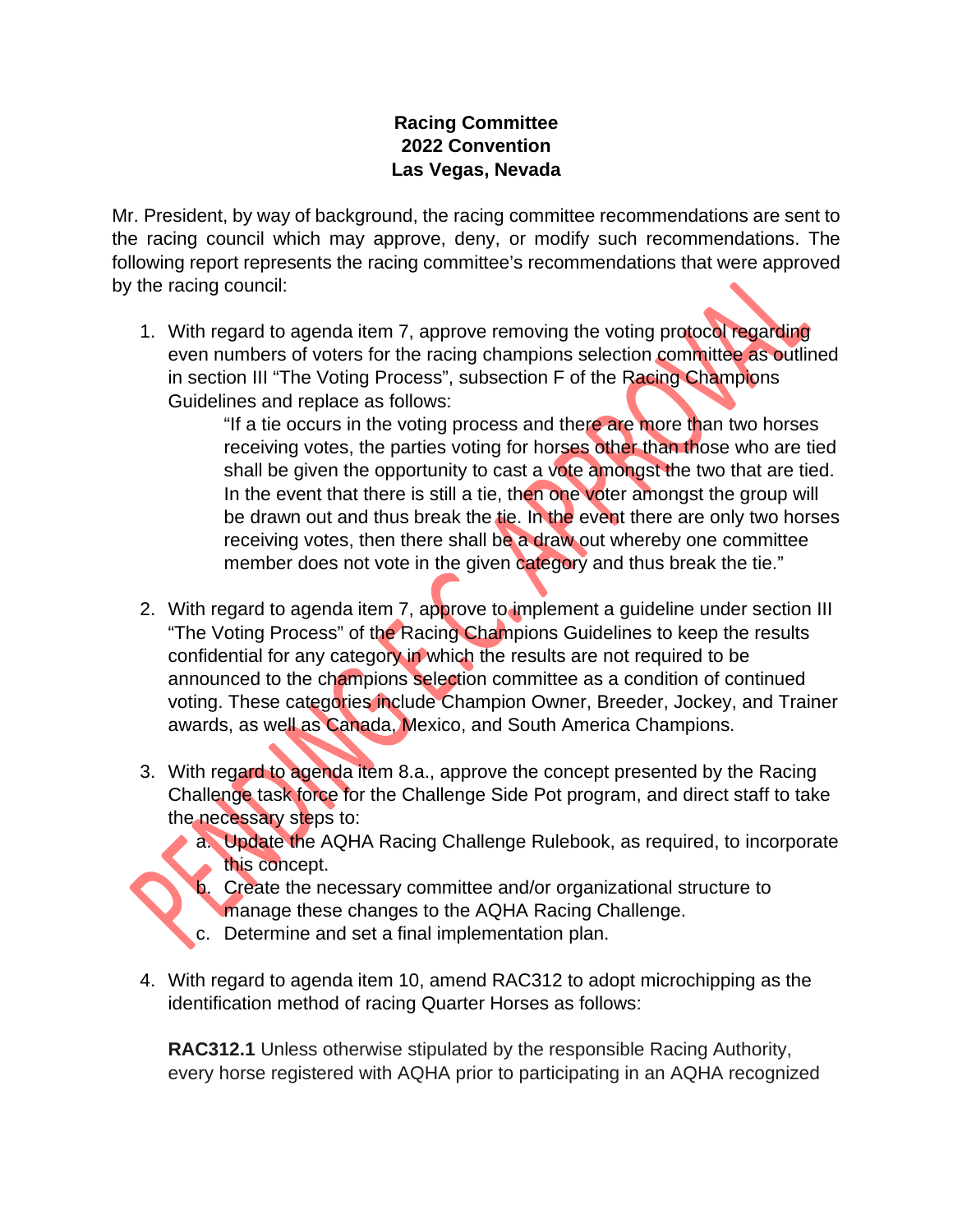**Racing Committee**
**2022 Convention**
**Las Vegas, Nevada**

PENDING E.C. APPROVAL

Mr. President, by way of background, the racing committee recommendations are sent to the racing council which may approve, deny, or modify such recommendations. The following report represents the racing committee's recommendations that were approved by the racing council:

1. With regard to agenda item 7, approve removing the voting protocol regarding even numbers of voters for the racing champions selection committee as outlined in section III "The Voting Process", subsection F of the Racing Champions Guidelines and replace as follows:

   > "If a tie occurs in the voting process and there are more than two horses receiving votes, the parties voting for horses other than those who are tied shall be given the opportunity to cast a vote amongst the two that are tied. In the event that there is still a tie, then one voter amongst the group will be drawn out and thus break the tie. In the event there are only two horses receiving votes, then there shall be a draw out whereby one committee member does not vote in the given category and thus break the tie."

2. With regard to agenda item 7, approve to implement a guideline under section III "The Voting Process" of the Racing Champions Guidelines to keep the results confidential for any category in which the results are not required to be announced to the champions selection committee as a condition of continued voting. These categories include Champion Owner, Breeder, Jockey, and Trainer awards, as well as Canada, Mexico, and South America Champions.

3. With regard to agenda item 8.a., approve the concept presented by the Racing Challenge task force for the Challenge Side Pot program, and direct staff to take the necessary steps to:
   a. Update the AQHA Racing Challenge Rulebook, as required, to incorporate this concept.
   b. Create the necessary committee and/or organizational structure to manage these changes to the AQHA Racing Challenge.
   c. Determine and set a final implementation plan.

4. With regard to agenda item 10, amend RAC312 to adopt microchipping as the identification method of racing Quarter Horses as follows:

   **RAC312.1** Unless otherwise stipulated by the responsible Racing Authority, every horse registered with AQHA prior to participating in an AQHA recognized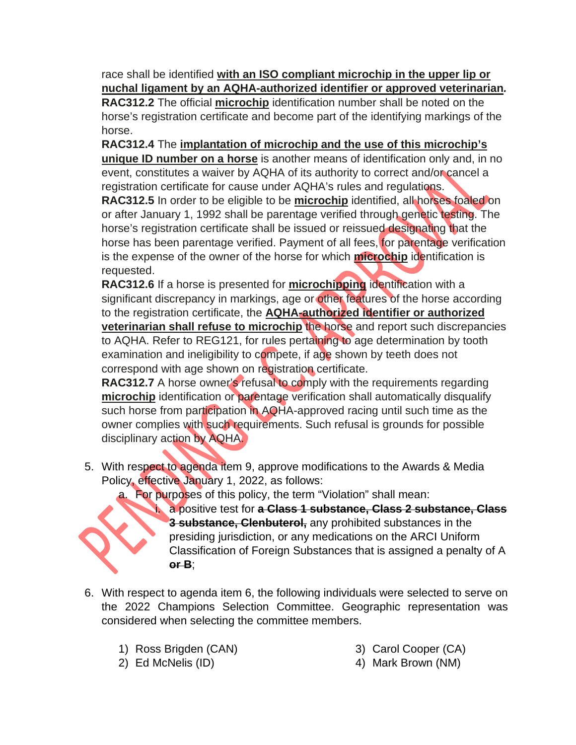race shall be identified **with an ISO compliant microchip in the upper lip or nuchal ligament by an AQHA-authorized identifier or approved veterinarian**.

**RAC312.2** The official **microchip** identification number shall be noted on the horse's registration certificate and become part of the identifying markings of the horse.

**RAC312.4** The **implantation of microchip and the use of this microchip's unique ID number on a horse** is another means of identification only and, in no event, constitutes a waiver by AQHA of its authority to correct and/or cancel a registration certificate for cause under AQHA's rules and regulations.

**RAC312.5** In order to be eligible to be **microchip** identified, all horses foaled on or after January 1, 1992 shall be parentage verified through genetic testing. The horse's registration certificate shall be issued or reissued designating that the horse has been parentage verified. Payment of all fees, for parentage verification is the expense of the owner of the horse for which **microchip** identification is requested.

**RAC312.6** If a horse is presented for **microchipping** identification with a significant discrepancy in markings, age or other features of the horse according to the registration certificate, the **AQHA-authorized identifier or authorized veterinarian shall refuse to microchip** the horse and report such discrepancies to AQHA. Refer to REG121, for rules pertaining to age determination by tooth examination and ineligibility to compete, if age shown by teeth does not correspond with age shown on registration certificate.

**RAC312.7** A horse owner's refusal to comply with the requirements regarding **microchip** identification or parentage verification shall automatically disqualify such horse from participation in AQHA-approved racing until such time as the owner complies with such requirements. Such refusal is grounds for possible disciplinary action by AQHA.

5. With respect to agenda item 9, approve modifications to the Awards & Media Policy, effective January 1, 2022, as follows:
   a. For purposes of this policy, the term "Violation" shall mean:
      i. a positive test for ~~**a Class 1 substance, Class 2 substance, Class 3 substance, Clenbuterol,**~~ any prohibited substances in the presiding jurisdiction, or any medications on the ARCI Uniform Classification of Foreign Substances that is assigned a penalty of A ~~**or B**~~;

6. With respect to agenda item 6, the following individuals were selected to serve on the 2022 Champions Selection Committee. Geographic representation was considered when selecting the committee members.

   1) Ross Brigden (CAN)
   2) Ed McNelis (ID)
   3) Carol Cooper (CA)
   4) Mark Brown (NM)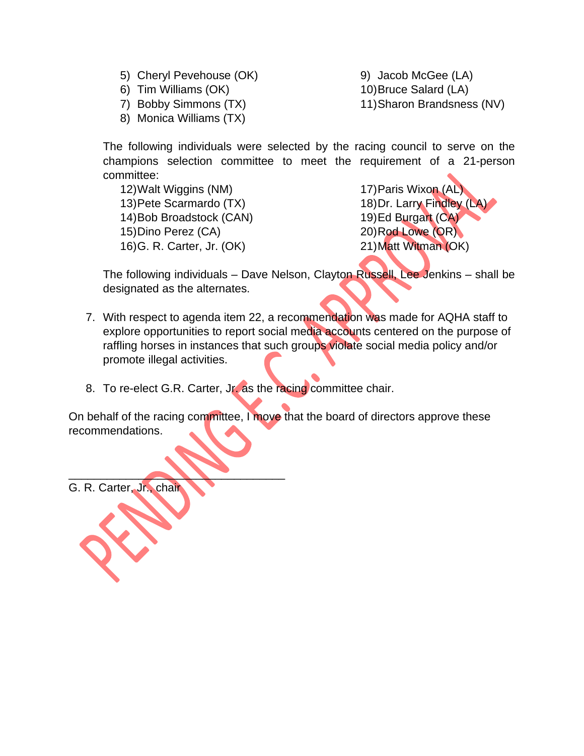5) Cheryl Pevehouse (OK)
6) Tim Williams (OK)
7) Bobby Simmons (TX)
8) Monica Williams (TX)
9) Jacob McGee (LA)
10) Bruce Salard (LA)
11) Sharon Brandsness (NV)

The following individuals were selected by the racing council to serve on the champions selection committee to meet the requirement of a 21-person committee:

12) Walt Wiggins (NM)
13) Pete Scarmardo (TX)
14) Bob Broadstock (CAN)
15) Dino Perez (CA)
16) G. R. Carter, Jr. (OK)
17) Paris Wixon (AL)
18) Dr. Larry Findley (LA)
19) Ed Burgart (CA)
20) Rod Lowe (OR)
21) Matt Witman (OK)

The following individuals – Dave Nelson, Clayton Russell, Lee Jenkins – shall be designated as the alternates.

7. With respect to agenda item 22, a recommendation was made for AQHA staff to explore opportunities to report social media accounts centered on the purpose of raffling horses in instances that such groups violate social media policy and/or promote illegal activities.

8. To re-elect G.R. Carter, Jr. as the racing committee chair.

On behalf of the racing committee, I move that the board of directors approve these recommendations.

\_\_\_\_\_\_\_\_\_\_\_\_\_\_\_\_\_\_\_\_\_\_\_\_\_\_\_\_\_\_\_\_\_\_\_

G. R. Carter, Jr., chair

PENDING E.C. APPROVAL